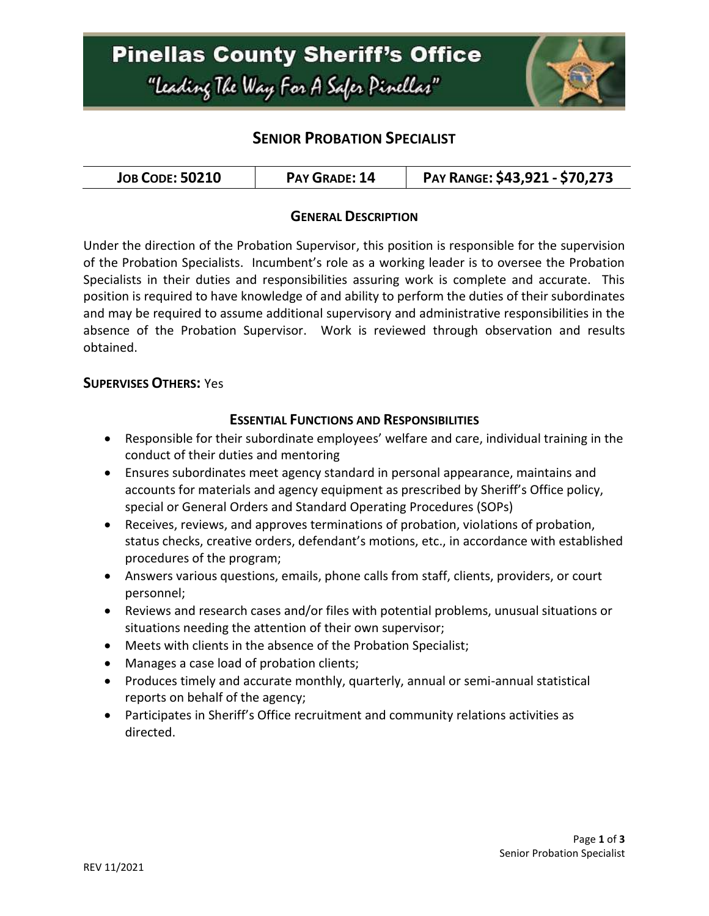# Pinellas County Sheriff's Office

"Leading The Way For A Safer Pinellas"

## SENIOR PROBATION SPECIALIST

| JOB CODE: 50210 | PAY GRADE: 14 | PAY RANGE: $43,921 - $70,273 |
|---|---|---|

### GENERAL DESCRIPTION

Under the direction of the Probation Supervisor, this position is responsible for the supervision of the Probation Specialists. Incumbent's role as a working leader is to oversee the Probation Specialists in their duties and responsibilities assuring work is complete and accurate. This position is required to have knowledge of and ability to perform the duties of their subordinates and may be required to assume additional supervisory and administrative responsibilities in the absence of the Probation Supervisor. Work is reviewed through observation and results obtained.

**SUPERVISES OTHERS:** Yes

### ESSENTIAL FUNCTIONS AND RESPONSIBILITIES

- Responsible for their subordinate employees' welfare and care, individual training in the conduct of their duties and mentoring
- Ensures subordinates meet agency standard in personal appearance, maintains and accounts for materials and agency equipment as prescribed by Sheriff's Office policy, special or General Orders and Standard Operating Procedures (SOPs)
- Receives, reviews, and approves terminations of probation, violations of probation, status checks, creative orders, defendant's motions, etc., in accordance with established procedures of the program;
- Answers various questions, emails, phone calls from staff, clients, providers, or court personnel;
- Reviews and research cases and/or files with potential problems, unusual situations or situations needing the attention of their own supervisor;
- Meets with clients in the absence of the Probation Specialist;
- Manages a case load of probation clients;
- Produces timely and accurate monthly, quarterly, annual or semi-annual statistical reports on behalf of the agency;
- Participates in Sheriff's Office recruitment and community relations activities as directed.

REV 11/2021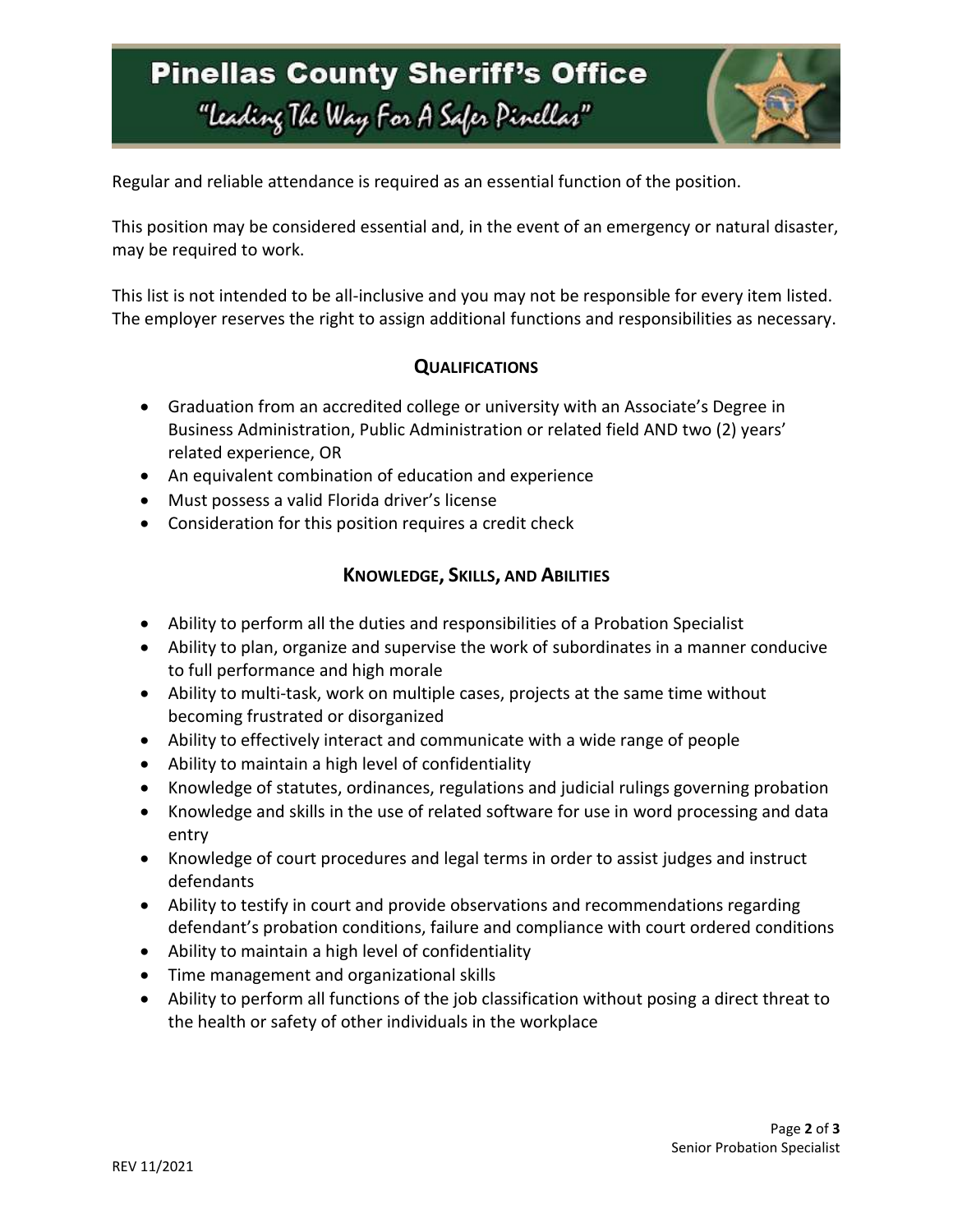Regular and reliable attendance is required as an essential function of the position.

This position may be considered essential and, in the event of an emergency or natural disaster, may be required to work.

This list is not intended to be all-inclusive and you may not be responsible for every item listed. The employer reserves the right to assign additional functions and responsibilities as necessary.

## Qualifications

- Graduation from an accredited college or university with an Associate's Degree in Business Administration, Public Administration or related field AND two (2) years' related experience, OR
- An equivalent combination of education and experience
- Must possess a valid Florida driver's license
- Consideration for this position requires a credit check

## Knowledge, Skills, and Abilities

- Ability to perform all the duties and responsibilities of a Probation Specialist
- Ability to plan, organize and supervise the work of subordinates in a manner conducive to full performance and high morale
- Ability to multi-task, work on multiple cases, projects at the same time without becoming frustrated or disorganized
- Ability to effectively interact and communicate with a wide range of people
- Ability to maintain a high level of confidentiality
- Knowledge of statutes, ordinances, regulations and judicial rulings governing probation
- Knowledge and skills in the use of related software for use in word processing and data entry
- Knowledge of court procedures and legal terms in order to assist judges and instruct defendants
- Ability to testify in court and provide observations and recommendations regarding defendant's probation conditions, failure and compliance with court ordered conditions
- Ability to maintain a high level of confidentiality
- Time management and organizational skills
- Ability to perform all functions of the job classification without posing a direct threat to the health or safety of other individuals in the workplace

REV 11/2021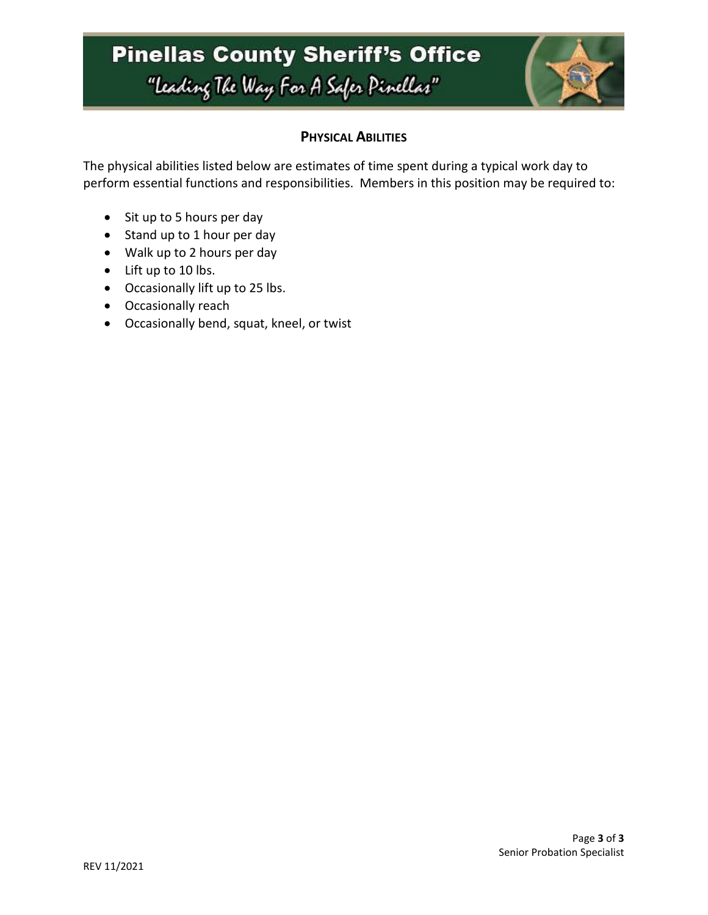## Physical Abilities

The physical abilities listed below are estimates of time spent during a typical work day to perform essential functions and responsibilities. Members in this position may be required to:

- Sit up to 5 hours per day
- Stand up to 1 hour per day
- Walk up to 2 hours per day
- Lift up to 10 lbs.
- Occasionally lift up to 25 lbs.
- Occasionally reach
- Occasionally bend, squat, kneel, or twist